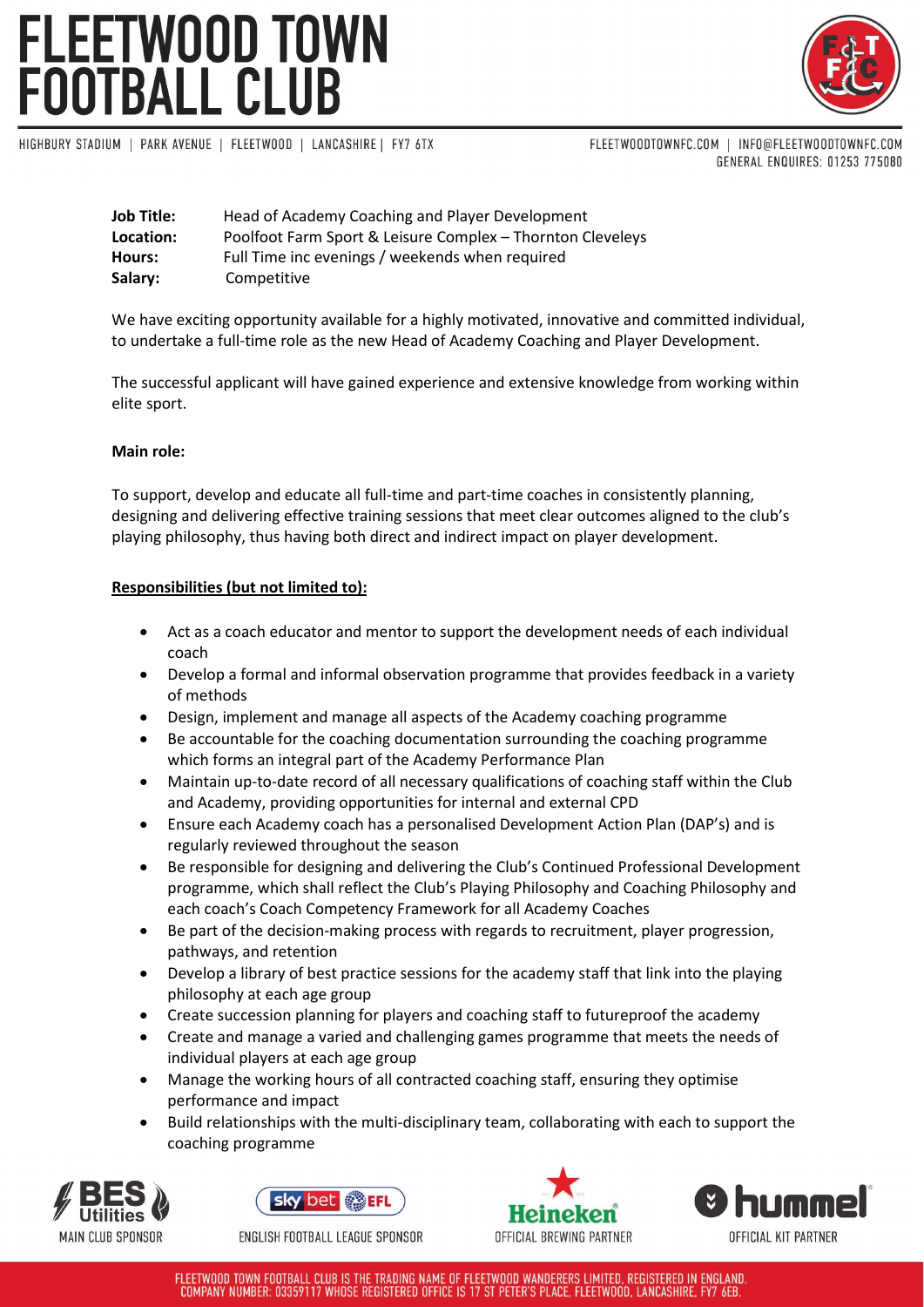# FLEETWOOD TOWN FOOTBALL CLUB

HIGHBURY STADIUM | PARK AVENUE | FLEETWOOD | LANCASHIRE | FY7 6TX

FLEETWOODTOWNFC.COM | INFO@FLEETWOODTOWNFC.COM
GENERAL ENQUIRES: 01253 775080

**Job Title:** Head of Academy Coaching and Player Development
**Location:** Poolfoot Farm Sport & Leisure Complex – Thornton Cleveleys
**Hours:** Full Time inc evenings / weekends when required
**Salary:** Competitive

We have exciting opportunity available for a highly motivated, innovative and committed individual, to undertake a full-time role as the new Head of Academy Coaching and Player Development.

The successful applicant will have gained experience and extensive knowledge from working within elite sport.

**Main role:**

To support, develop and educate all full-time and part-time coaches in consistently planning, designing and delivering effective training sessions that meet clear outcomes aligned to the club's playing philosophy, thus having both direct and indirect impact on player development.

**Responsibilities (but not limited to):**

- Act as a coach educator and mentor to support the development needs of each individual coach
- Develop a formal and informal observation programme that provides feedback in a variety of methods
- Design, implement and manage all aspects of the Academy coaching programme
- Be accountable for the coaching documentation surrounding the coaching programme which forms an integral part of the Academy Performance Plan
- Maintain up-to-date record of all necessary qualifications of coaching staff within the Club and Academy, providing opportunities for internal and external CPD
- Ensure each Academy coach has a personalised Development Action Plan (DAP's) and is regularly reviewed throughout the season
- Be responsible for designing and delivering the Club's Continued Professional Development programme, which shall reflect the Club's Playing Philosophy and Coaching Philosophy and each coach's Coach Competency Framework for all Academy Coaches
- Be part of the decision-making process with regards to recruitment, player progression, pathways, and retention
- Develop a library of best practice sessions for the academy staff that link into the playing philosophy at each age group
- Create succession planning for players and coaching staff to futureproof the academy
- Create and manage a varied and challenging games programme that meets the needs of individual players at each age group
- Manage the working hours of all contracted coaching staff, ensuring they optimise performance and impact
- Build relationships with the multi-disciplinary team, collaborating with each to support the coaching programme

MAIN CLUB SPONSOR | ENGLISH FOOTBALL LEAGUE SPONSOR | OFFICIAL BREWING PARTNER | OFFICIAL KIT PARTNER

FLEETWOOD TOWN FOOTBALL CLUB IS THE TRADING NAME OF FLEETWOOD WANDERERS LIMITED, REGISTERED IN ENGLAND. COMPANY NUMBER: 03359117 WHOSE REGISTERED OFFICE IS 17 ST PETER'S PLACE, FLEETWOOD, LANCASHIRE, FY7 6EB.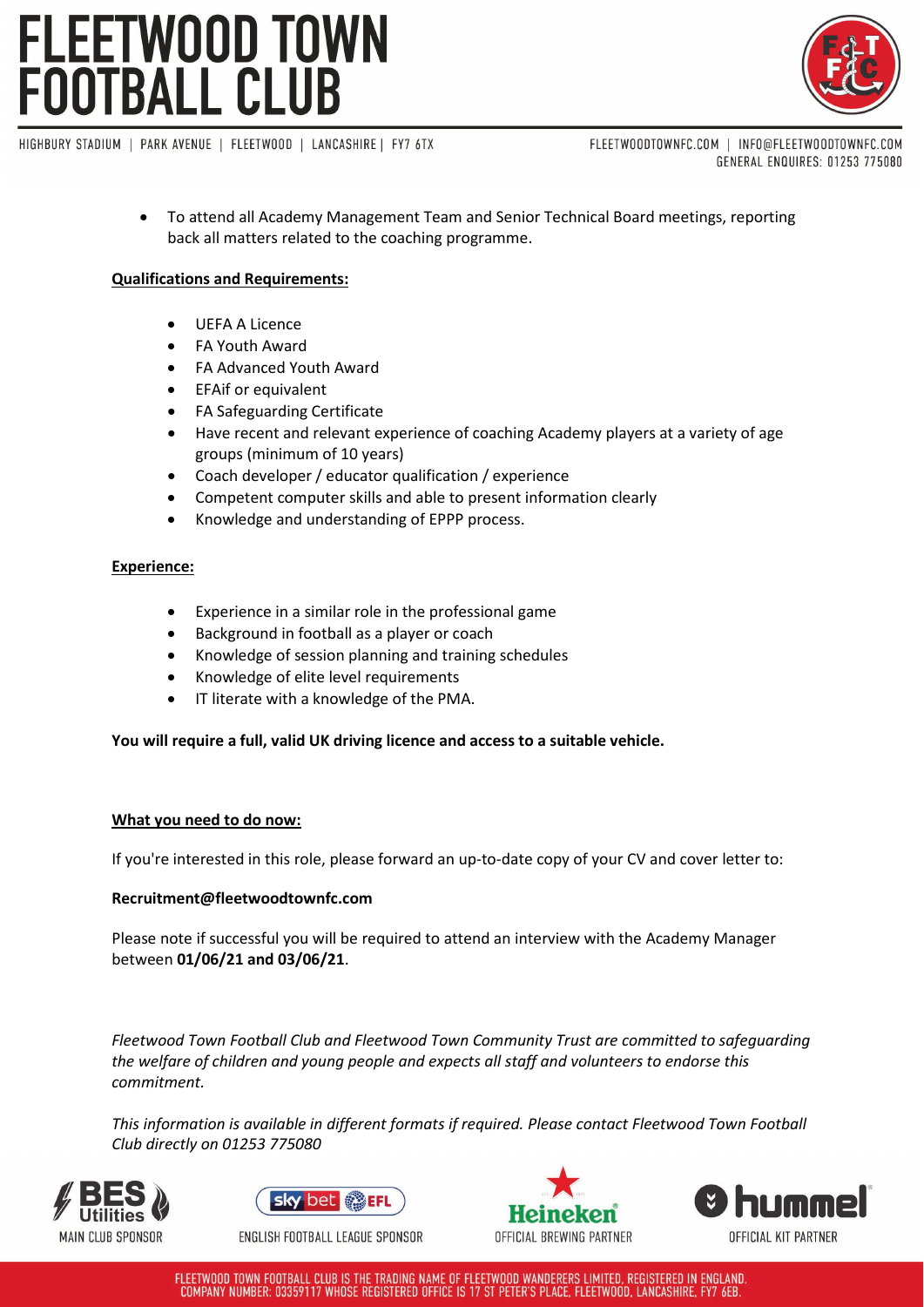- To attend all Academy Management Team and Senior Technical Board meetings, reporting back all matters related to the coaching programme.

**Qualifications and Requirements:**

- UEFA A Licence
- FA Youth Award
- FA Advanced Youth Award
- EFAif or equivalent
- FA Safeguarding Certificate
- Have recent and relevant experience of coaching Academy players at a variety of age groups (minimum of 10 years)
- Coach developer / educator qualification / experience
- Competent computer skills and able to present information clearly
- Knowledge and understanding of EPPP process.

**Experience:**

- Experience in a similar role in the professional game
- Background in football as a player or coach
- Knowledge of session planning and training schedules
- Knowledge of elite level requirements
- IT literate with a knowledge of the PMA.

**You will require a full, valid UK driving licence and access to a suitable vehicle.**

**What you need to do now:**

If you're interested in this role, please forward an up-to-date copy of your CV and cover letter to:

**Recruitment@fleetwoodtownfc.com**

Please note if successful you will be required to attend an interview with the Academy Manager between **01/06/21 and 03/06/21**.

*Fleetwood Town Football Club and Fleetwood Town Community Trust are committed to safeguarding the welfare of children and young people and expects all staff and volunteers to endorse this commitment.*

*This information is available in different formats if required. Please contact Fleetwood Town Football Club directly on 01253 775080*

MAIN CLUB SPONSOR

ENGLISH FOOTBALL LEAGUE SPONSOR

OFFICIAL BREWING PARTNER

OFFICIAL KIT PARTNER

FLEETWOOD TOWN FOOTBALL CLUB IS THE TRADING NAME OF FLEETWOOD WANDERERS LIMITED, REGISTERED IN ENGLAND. COMPANY NUMBER: 03359117 WHOSE REGISTERED OFFICE IS 17 ST PETER'S PLACE, FLEETWOOD, LANCASHIRE, FY7 6EB.